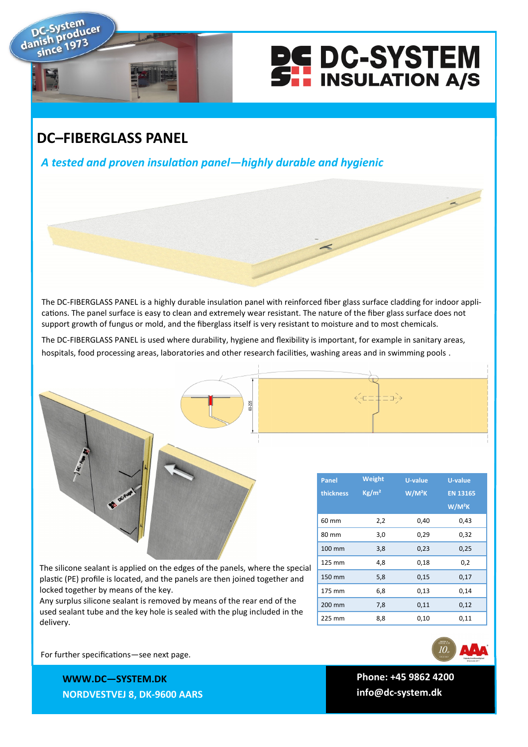DC-System danish producer since 1973

# DC-SYSTEM INSULATION A/S

## DC–FIBERGLASS PANEL

*A tested and proven insulation panel—highly durable and hygienic*

The DC-FIBERGLASS PANEL is a highly durable insulation panel with reinforced fiber glass surface cladding for indoor applications. The panel surface is easy to clean and extremely wear resistant. The nature of the fiber glass surface does not support growth of fungus or mold, and the fiberglass itself is very resistant to moisture and to most chemicals.

The DC-FIBERGLASS PANEL is used where durability, hygiene and flexibility is important, for example in sanitary areas, hospitals, food processing areas, laboratories and other research facilities, washing areas and in swimming pools .

| Panel thickness | Weight Kg/m² | U-value W/M²K | U-value EN 13165 W/M²K |
|---|---|---|---|
| 60 mm | 2,2 | 0,40 | 0,43 |
| 80 mm | 3,0 | 0,29 | 0,32 |
| 100 mm | 3,8 | 0,23 | 0,25 |
| 125 mm | 4,8 | 0,18 | 0,2 |
| 150 mm | 5,8 | 0,15 | 0,17 |
| 175 mm | 6,8 | 0,13 | 0,14 |
| 200 mm | 7,8 | 0,11 | 0,12 |
| 225 mm | 8,8 | 0,10 | 0,11 |

The silicone sealant is applied on the edges of the panels, where the special plastic (PE) profile is located, and the panels are then joined together and locked together by means of the key.
Any surplus silicone sealant is removed by means of the rear end of the used sealant tube and the key hole is sealed with the plug included in the delivery.

For further specifications—see next page.

**WWW.DC—SYSTEM.DK**
**NORDVESTVEJ 8, DK-9600 AARS**

**Phone: +45 9862 4200**
**info@dc-system.dk**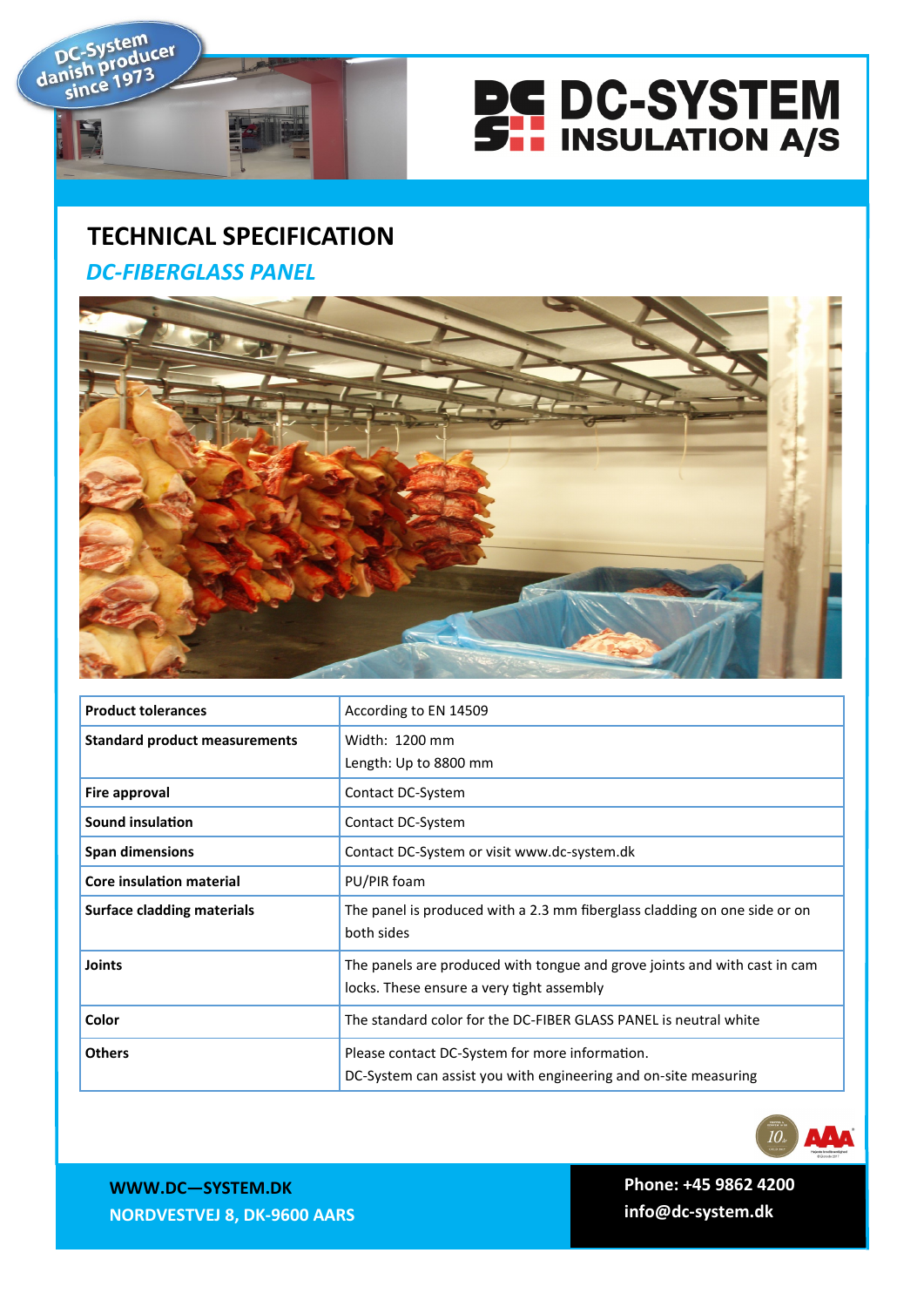DC-System danish producer since 1973

DC-SYSTEM INSULATION A/S

# TECHNICAL SPECIFICATION

## *DC-FIBERGLASS PANEL*

| | |
|---|---|
| **Product tolerances** | According to EN 14509 |
| **Standard product measurements** | Width: 1200 mm<br>Length: Up to 8800 mm |
| **Fire approval** | Contact DC-System |
| **Sound insulation** | Contact DC-System |
| **Span dimensions** | Contact DC-System or visit www.dc-system.dk |
| **Core insulation material** | PU/PIR foam |
| **Surface cladding materials** | The panel is produced with a 2.3 mm fiberglass cladding on one side or on both sides |
| **Joints** | The panels are produced with tongue and grove joints and with cast in cam locks. These ensure a very tight assembly |
| **Color** | The standard color for the DC-FIBER GLASS PANEL is neutral white |
| **Others** | Please contact DC-System for more information.<br>DC-System can assist you with engineering and on-site measuring |

**WWW.DC—SYSTEM.DK**
**NORDVESTVEJ 8, DK-9600 AARS**

**Phone: +45 9862 4200**
**info@dc-system.dk**